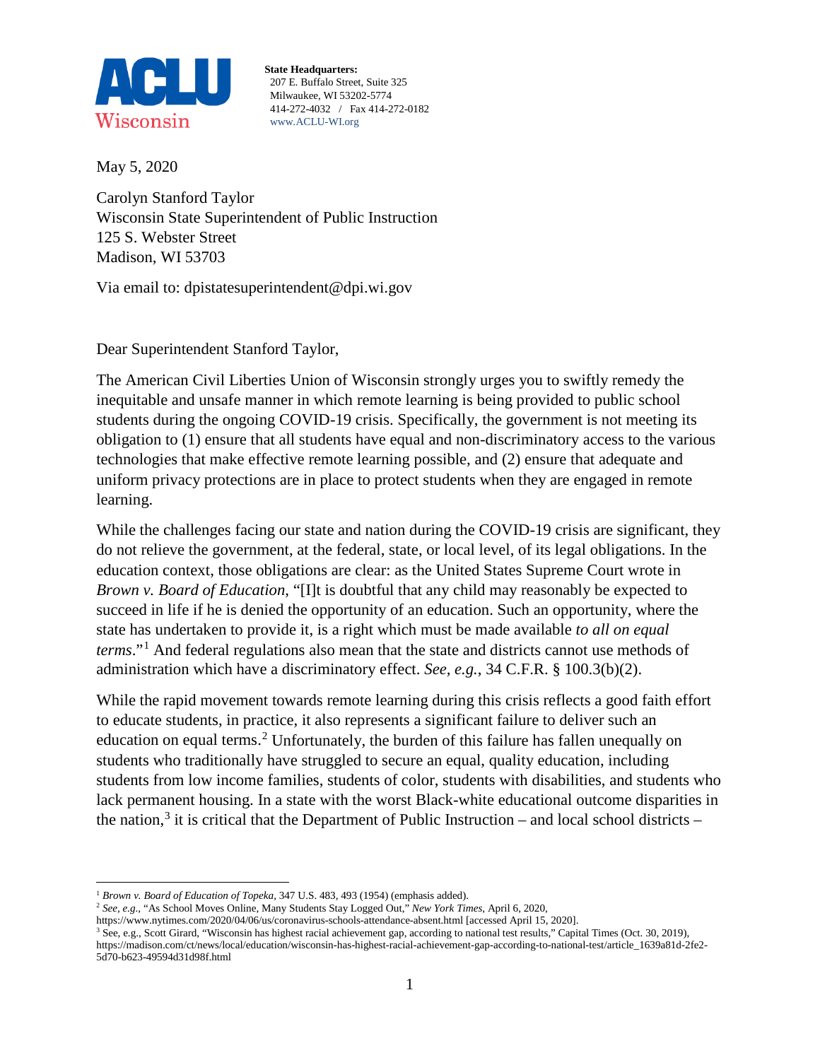**ACLU Wisconsin**

**State Headquarters:**
207 E. Buffalo Street, Suite 325
Milwaukee, WI 53202-5774
414-272-4032 / Fax 414-272-0182
www.ACLU-WI.org

May 5, 2020

Carolyn Stanford Taylor
Wisconsin State Superintendent of Public Instruction
125 S. Webster Street
Madison, WI 53703

Via email to: dpistatesuperintendent@dpi.wi.gov

Dear Superintendent Stanford Taylor,

The American Civil Liberties Union of Wisconsin strongly urges you to swiftly remedy the inequitable and unsafe manner in which remote learning is being provided to public school students during the ongoing COVID-19 crisis. Specifically, the government is not meeting its obligation to (1) ensure that all students have equal and non-discriminatory access to the various technologies that make effective remote learning possible, and (2) ensure that adequate and uniform privacy protections are in place to protect students when they are engaged in remote learning.

While the challenges facing our state and nation during the COVID-19 crisis are significant, they do not relieve the government, at the federal, state, or local level, of its legal obligations. In the education context, those obligations are clear: as the United States Supreme Court wrote in *Brown v. Board of Education*, "[I]t is doubtful that any child may reasonably be expected to succeed in life if he is denied the opportunity of an education. Such an opportunity, where the state has undertaken to provide it, is a right which must be made available *to all on equal terms*."[1] And federal regulations also mean that the state and districts cannot use methods of administration which have a discriminatory effect. *See, e.g.*, 34 C.F.R. § 100.3(b)(2).

While the rapid movement towards remote learning during this crisis reflects a good faith effort to educate students, in practice, it also represents a significant failure to deliver such an education on equal terms.[2] Unfortunately, the burden of this failure has fallen unequally on students who traditionally have struggled to secure an equal, quality education, including students from low income families, students of color, students with disabilities, and students who lack permanent housing. In a state with the worst Black-white educational outcome disparities in the nation,[3] it is critical that the Department of Public Instruction – and local school districts –

---

[1] *Brown v. Board of Education of Topeka*, 347 U.S. 483, 493 (1954) (emphasis added).

[2] *See, e.g.*, "As School Moves Online, Many Students Stay Logged Out," *New York Times*, April 6, 2020, https://www.nytimes.com/2020/04/06/us/coronavirus-schools-attendance-absent.html [accessed April 15, 2020].

[3] See, e.g., Scott Girard, "Wisconsin has highest racial achievement gap, according to national test results," Capital Times (Oct. 30, 2019), https://madison.com/ct/news/local/education/wisconsin-has-highest-racial-achievement-gap-according-to-national-test/article_1639a81d-2fe2-5d70-b623-49594d31d98f.html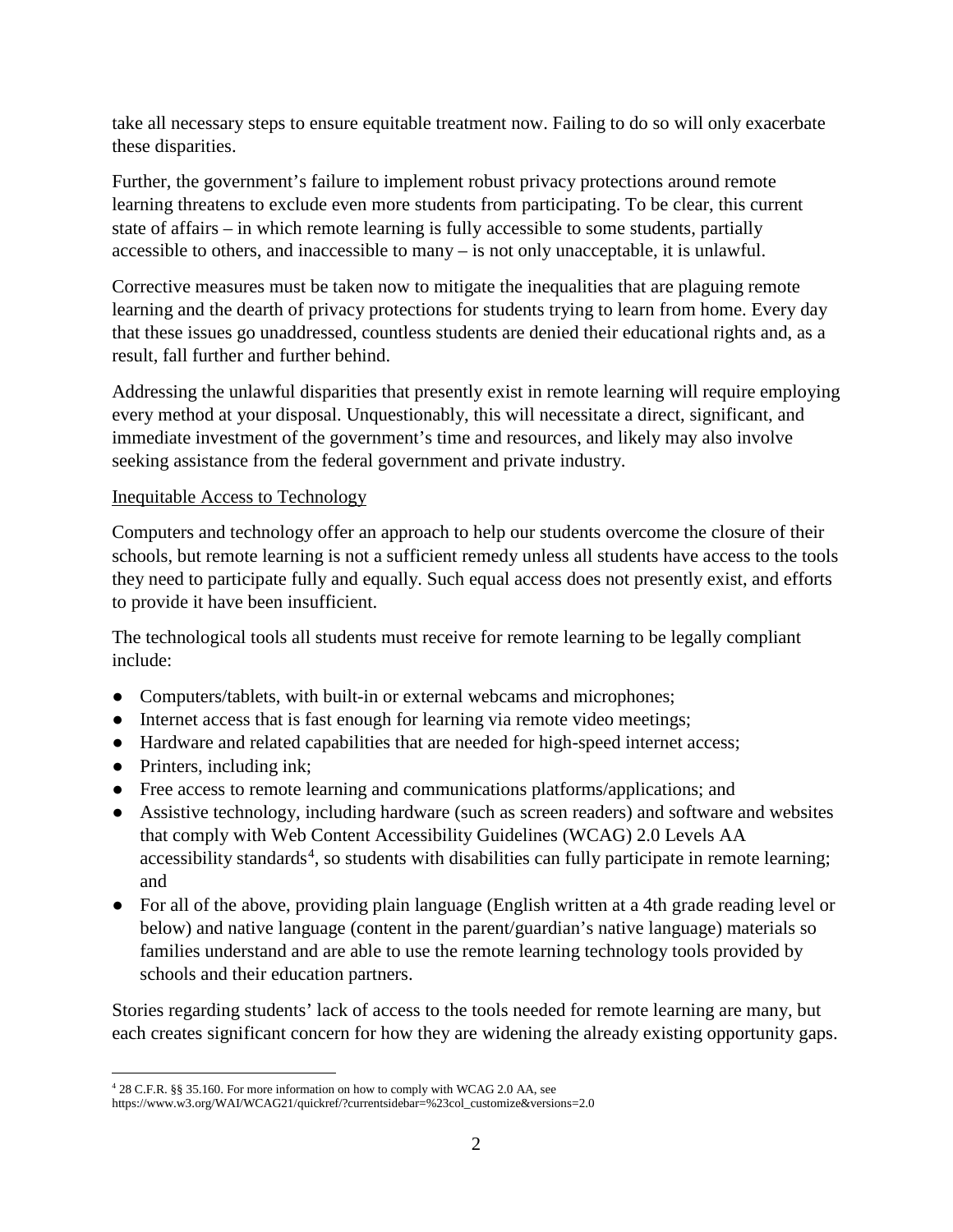take all necessary steps to ensure equitable treatment now. Failing to do so will only exacerbate these disparities.

Further, the government's failure to implement robust privacy protections around remote learning threatens to exclude even more students from participating. To be clear, this current state of affairs – in which remote learning is fully accessible to some students, partially accessible to others, and inaccessible to many – is not only unacceptable, it is unlawful.

Corrective measures must be taken now to mitigate the inequalities that are plaguing remote learning and the dearth of privacy protections for students trying to learn from home. Every day that these issues go unaddressed, countless students are denied their educational rights and, as a result, fall further and further behind.

Addressing the unlawful disparities that presently exist in remote learning will require employing every method at your disposal. Unquestionably, this will necessitate a direct, significant, and immediate investment of the government's time and resources, and likely may also involve seeking assistance from the federal government and private industry.

<u>Inequitable Access to Technology</u>

Computers and technology offer an approach to help our students overcome the closure of their schools, but remote learning is not a sufficient remedy unless all students have access to the tools they need to participate fully and equally. Such equal access does not presently exist, and efforts to provide it have been insufficient.

The technological tools all students must receive for remote learning to be legally compliant include:

- Computers/tablets, with built-in or external webcams and microphones;
- Internet access that is fast enough for learning via remote video meetings;
- Hardware and related capabilities that are needed for high-speed internet access;
- Printers, including ink;
- Free access to remote learning and communications platforms/applications; and
- Assistive technology, including hardware (such as screen readers) and software and websites that comply with Web Content Accessibility Guidelines (WCAG) 2.0 Levels AA accessibility standards[4], so students with disabilities can fully participate in remote learning; and
- For all of the above, providing plain language (English written at a 4th grade reading level or below) and native language (content in the parent/guardian's native language) materials so families understand and are able to use the remote learning technology tools provided by schools and their education partners.

Stories regarding students' lack of access to the tools needed for remote learning are many, but each creates significant concern for how they are widening the already existing opportunity gaps.

---

[4] 28 C.F.R. §§ 35.160. For more information on how to comply with WCAG 2.0 AA, see https://www.w3.org/WAI/WCAG21/quickref/?currentsidebar=%23col_customize&versions=2.0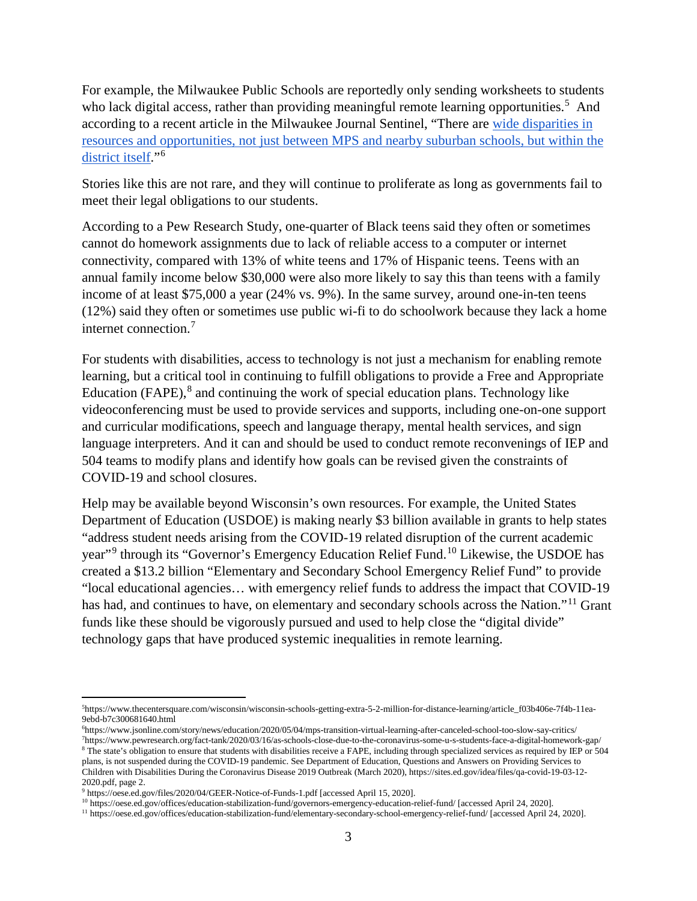For example, the Milwaukee Public Schools are reportedly only sending worksheets to students who lack digital access, rather than providing meaningful remote learning opportunities.[5] And according to a recent article in the Milwaukee Journal Sentinel, "There are [wide disparities in resources and opportunities, not just between MPS and nearby suburban schools, but within the district itself](https://www.jsonline.com/story/news/education/2020/05/04/mps-transition-virtual-learning-after-canceled-school-too-slow-say-critics/)."[6]

Stories like this are not rare, and they will continue to proliferate as long as governments fail to meet their legal obligations to our students.

According to a Pew Research Study, one-quarter of Black teens said they often or sometimes cannot do homework assignments due to lack of reliable access to a computer or internet connectivity, compared with 13% of white teens and 17% of Hispanic teens. Teens with an annual family income below $30,000 were also more likely to say this than teens with a family income of at least $75,000 a year (24% vs. 9%). In the same survey, around one-in-ten teens (12%) said they often or sometimes use public wi-fi to do schoolwork because they lack a home internet connection.[7]

For students with disabilities, access to technology is not just a mechanism for enabling remote learning, but a critical tool in continuing to fulfill obligations to provide a Free and Appropriate Education (FAPE),[8] and continuing the work of special education plans. Technology like videoconferencing must be used to provide services and supports, including one-on-one support and curricular modifications, speech and language therapy, mental health services, and sign language interpreters. And it can and should be used to conduct remote reconvenings of IEP and 504 teams to modify plans and identify how goals can be revised given the constraints of COVID-19 and school closures.

Help may be available beyond Wisconsin's own resources. For example, the United States Department of Education (USDOE) is making nearly $3 billion available in grants to help states "address student needs arising from the COVID-19 related disruption of the current academic year"[9] through its "Governor's Emergency Education Relief Fund.[10] Likewise, the USDOE has created a $13.2 billion "Elementary and Secondary School Emergency Relief Fund" to provide "local educational agencies… with emergency relief funds to address the impact that COVID-19 has had, and continues to have, on elementary and secondary schools across the Nation."[11] Grant funds like these should be vigorously pursued and used to help close the "digital divide" technology gaps that have produced systemic inequalities in remote learning.

---

[5] https://www.thecentersquare.com/wisconsin/wisconsin-schools-getting-extra-5-2-million-for-distance-learning/article_f03b406e-7f4b-11ea-9ebd-b7c300681640.html

[6] https://www.jsonline.com/story/news/education/2020/05/04/mps-transition-virtual-learning-after-canceled-school-too-slow-say-critics/

[7] https://www.pewresearch.org/fact-tank/2020/03/16/as-schools-close-due-to-the-coronavirus-some-u-s-students-face-a-digital-homework-gap/

[8] The state's obligation to ensure that students with disabilities receive a FAPE, including through specialized services as required by IEP or 504 plans, is not suspended during the COVID-19 pandemic. See Department of Education, Questions and Answers on Providing Services to Children with Disabilities During the Coronavirus Disease 2019 Outbreak (March 2020), https://sites.ed.gov/idea/files/qa-covid-19-03-12-2020.pdf, page 2.

[9] https://oese.ed.gov/files/2020/04/GEER-Notice-of-Funds-1.pdf [accessed April 15, 2020].

[10] https://oese.ed.gov/offices/education-stabilization-fund/governors-emergency-education-relief-fund/ [accessed April 24, 2020].

[11] https://oese.ed.gov/offices/education-stabilization-fund/elementary-secondary-school-emergency-relief-fund/ [accessed April 24, 2020].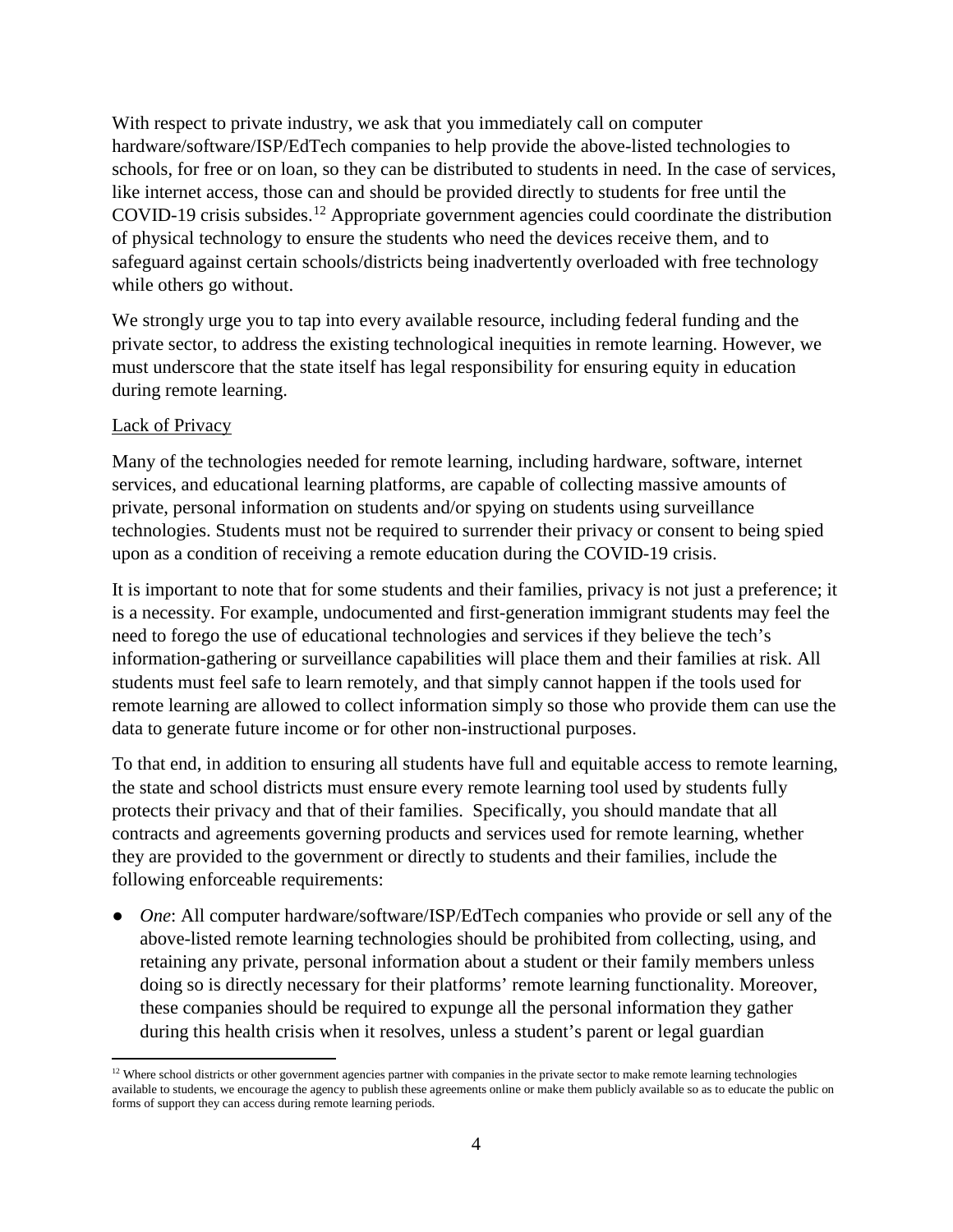With respect to private industry, we ask that you immediately call on computer hardware/software/ISP/EdTech companies to help provide the above-listed technologies to schools, for free or on loan, so they can be distributed to students in need. In the case of services, like internet access, those can and should be provided directly to students for free until the COVID-19 crisis subsides.[12] Appropriate government agencies could coordinate the distribution of physical technology to ensure the students who need the devices receive them, and to safeguard against certain schools/districts being inadvertently overloaded with free technology while others go without.

We strongly urge you to tap into every available resource, including federal funding and the private sector, to address the existing technological inequities in remote learning. However, we must underscore that the state itself has legal responsibility for ensuring equity in education during remote learning.

Lack of Privacy

Many of the technologies needed for remote learning, including hardware, software, internet services, and educational learning platforms, are capable of collecting massive amounts of private, personal information on students and/or spying on students using surveillance technologies. Students must not be required to surrender their privacy or consent to being spied upon as a condition of receiving a remote education during the COVID-19 crisis.

It is important to note that for some students and their families, privacy is not just a preference; it is a necessity. For example, undocumented and first-generation immigrant students may feel the need to forego the use of educational technologies and services if they believe the tech's information-gathering or surveillance capabilities will place them and their families at risk. All students must feel safe to learn remotely, and that simply cannot happen if the tools used for remote learning are allowed to collect information simply so those who provide them can use the data to generate future income or for other non-instructional purposes.

To that end, in addition to ensuring all students have full and equitable access to remote learning, the state and school districts must ensure every remote learning tool used by students fully protects their privacy and that of their families. Specifically, you should mandate that all contracts and agreements governing products and services used for remote learning, whether they are provided to the government or directly to students and their families, include the following enforceable requirements:

- *One*: All computer hardware/software/ISP/EdTech companies who provide or sell any of the above-listed remote learning technologies should be prohibited from collecting, using, and retaining any private, personal information about a student or their family members unless doing so is directly necessary for their platforms' remote learning functionality. Moreover, these companies should be required to expunge all the personal information they gather during this health crisis when it resolves, unless a student's parent or legal guardian

[12] Where school districts or other government agencies partner with companies in the private sector to make remote learning technologies available to students, we encourage the agency to publish these agreements online or make them publicly available so as to educate the public on forms of support they can access during remote learning periods.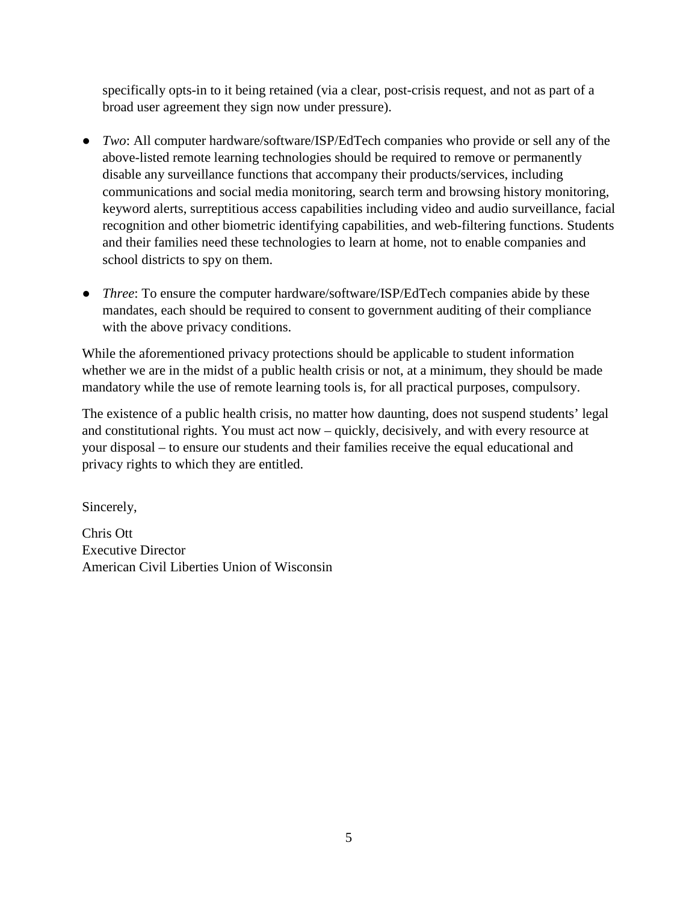specifically opts-in to it being retained (via a clear, post-crisis request, and not as part of a broad user agreement they sign now under pressure).

- *Two*: All computer hardware/software/ISP/EdTech companies who provide or sell any of the above-listed remote learning technologies should be required to remove or permanently disable any surveillance functions that accompany their products/services, including communications and social media monitoring, search term and browsing history monitoring, keyword alerts, surreptitious access capabilities including video and audio surveillance, facial recognition and other biometric identifying capabilities, and web-filtering functions. Students and their families need these technologies to learn at home, not to enable companies and school districts to spy on them.

- *Three*: To ensure the computer hardware/software/ISP/EdTech companies abide by these mandates, each should be required to consent to government auditing of their compliance with the above privacy conditions.

While the aforementioned privacy protections should be applicable to student information whether we are in the midst of a public health crisis or not, at a minimum, they should be made mandatory while the use of remote learning tools is, for all practical purposes, compulsory.

The existence of a public health crisis, no matter how daunting, does not suspend students' legal and constitutional rights. You must act now – quickly, decisively, and with every resource at your disposal – to ensure our students and their families receive the equal educational and privacy rights to which they are entitled.

Sincerely,

Chris Ott
Executive Director
American Civil Liberties Union of Wisconsin